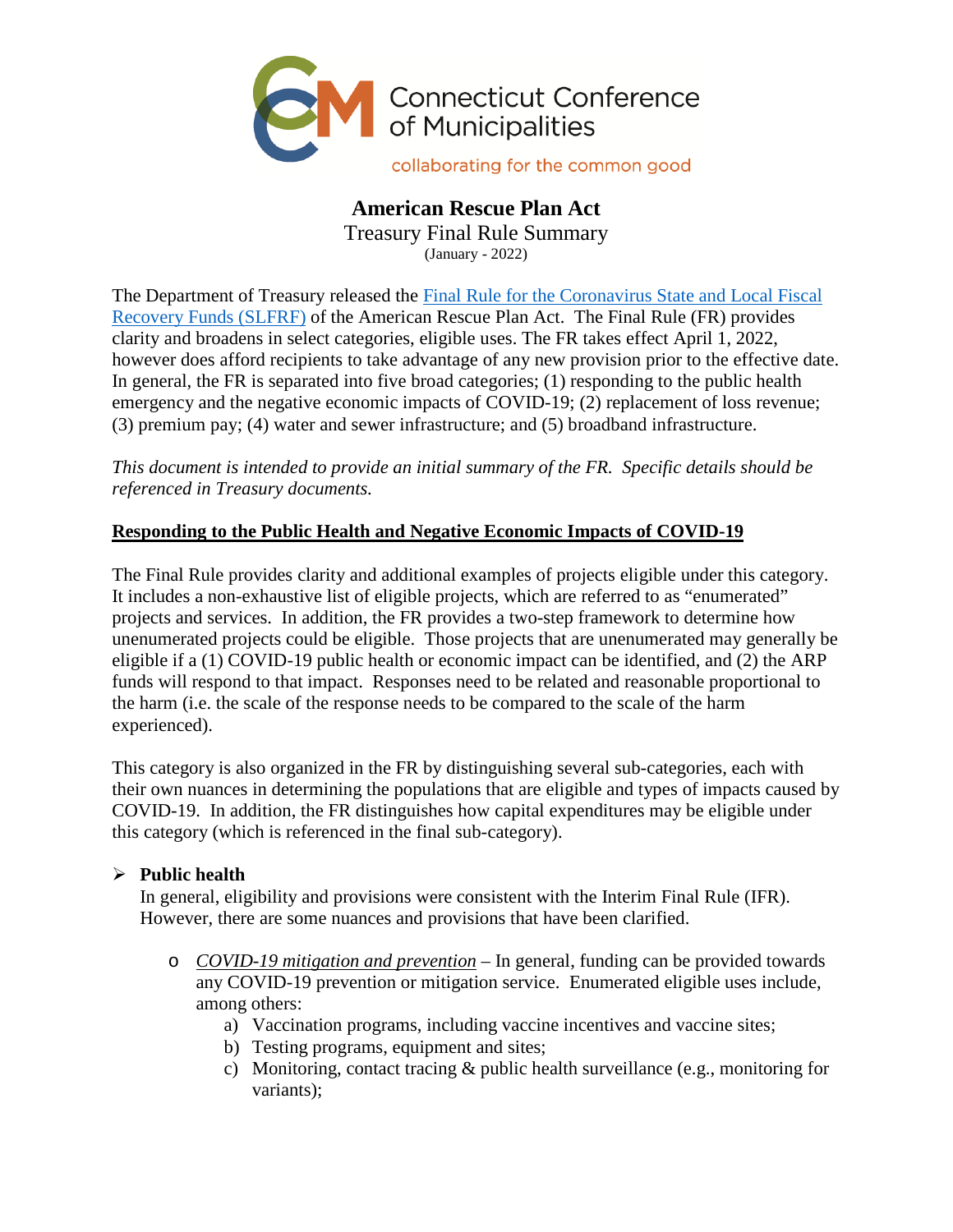Connecticut Conference of Municipalities

collaborating for the common good

# American Rescue Plan Act

Treasury Final Rule Summary

(January - 2022)

The Department of Treasury released the [Final Rule for the Coronavirus State and Local Fiscal Recovery Funds (SLFRF)]() of the American Rescue Plan Act. The Final Rule (FR) provides clarity and broadens in select categories, eligible uses. The FR takes effect April 1, 2022, however does afford recipients to take advantage of any new provision prior to the effective date. In general, the FR is separated into five broad categories; (1) responding to the public health emergency and the negative economic impacts of COVID-19; (2) replacement of loss revenue; (3) premium pay; (4) water and sewer infrastructure; and (5) broadband infrastructure.

*This document is intended to provide an initial summary of the FR. Specific details should be referenced in Treasury documents.*

## Responding to the Public Health and Negative Economic Impacts of COVID-19

The Final Rule provides clarity and additional examples of projects eligible under this category. It includes a non-exhaustive list of eligible projects, which are referred to as "enumerated" projects and services. In addition, the FR provides a two-step framework to determine how unenumerated projects could be eligible. Those projects that are unenumerated may generally be eligible if a (1) COVID-19 public health or economic impact can be identified, and (2) the ARP funds will respond to that impact. Responses need to be related and reasonable proportional to the harm (i.e. the scale of the response needs to be compared to the scale of the harm experienced).

This category is also organized in the FR by distinguishing several sub-categories, each with their own nuances in determining the populations that are eligible and types of impacts caused by COVID-19. In addition, the FR distinguishes how capital expenditures may be eligible under this category (which is referenced in the final sub-category).

- **Public health**

  In general, eligibility and provisions were consistent with the Interim Final Rule (IFR). However, there are some nuances and provisions that have been clarified.

  - *COVID-19 mitigation and prevention* – In general, funding can be provided towards any COVID-19 prevention or mitigation service. Enumerated eligible uses include, among others:
    a) Vaccination programs, including vaccine incentives and vaccine sites;
    b) Testing programs, equipment and sites;
    c) Monitoring, contact tracing & public health surveillance (e.g., monitoring for variants);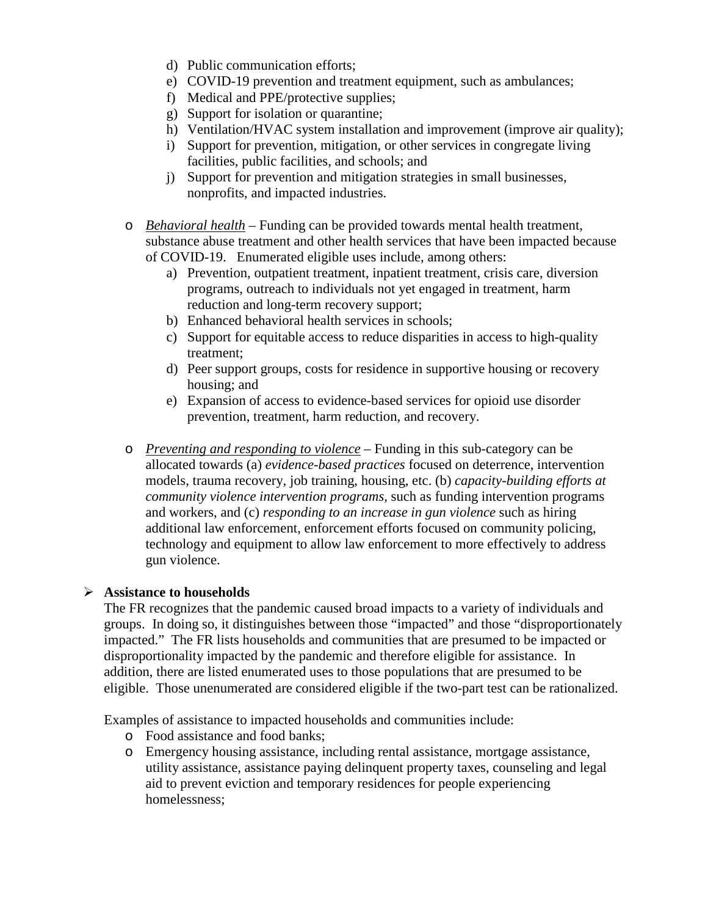d) Public communication efforts;
e) COVID-19 prevention and treatment equipment, such as ambulances;
f) Medical and PPE/protective supplies;
g) Support for isolation or quarantine;
h) Ventilation/HVAC system installation and improvement (improve air quality);
i) Support for prevention, mitigation, or other services in congregate living facilities, public facilities, and schools; and
j) Support for prevention and mitigation strategies in small businesses, nonprofits, and impacted industries.

- Behavioral health – Funding can be provided towards mental health treatment, substance abuse treatment and other health services that have been impacted because of COVID-19. Enumerated eligible uses include, among others:
  a) Prevention, outpatient treatment, inpatient treatment, crisis care, diversion programs, outreach to individuals not yet engaged in treatment, harm reduction and long-term recovery support;
  b) Enhanced behavioral health services in schools;
  c) Support for equitable access to reduce disparities in access to high-quality treatment;
  d) Peer support groups, costs for residence in supportive housing or recovery housing; and
  e) Expansion of access to evidence-based services for opioid use disorder prevention, treatment, harm reduction, and recovery.

- Preventing and responding to violence – Funding in this sub-category can be allocated towards (a) *evidence-based practices* focused on deterrence, intervention models, trauma recovery, job training, housing, etc. (b) *capacity-building efforts at community violence intervention programs*, such as funding intervention programs and workers, and (c) *responding to an increase in gun violence* such as hiring additional law enforcement, enforcement efforts focused on community policing, technology and equipment to allow law enforcement to more effectively to address gun violence.

**Assistance to households**

The FR recognizes that the pandemic caused broad impacts to a variety of individuals and groups. In doing so, it distinguishes between those "impacted" and those "disproportionately impacted." The FR lists households and communities that are presumed to be impacted or disproportionality impacted by the pandemic and therefore eligible for assistance. In addition, there are listed enumerated uses to those populations that are presumed to be eligible. Those unenumerated are considered eligible if the two-part test can be rationalized.

Examples of assistance to impacted households and communities include:

- Food assistance and food banks;
- Emergency housing assistance, including rental assistance, mortgage assistance, utility assistance, assistance paying delinquent property taxes, counseling and legal aid to prevent eviction and temporary residences for people experiencing homelessness;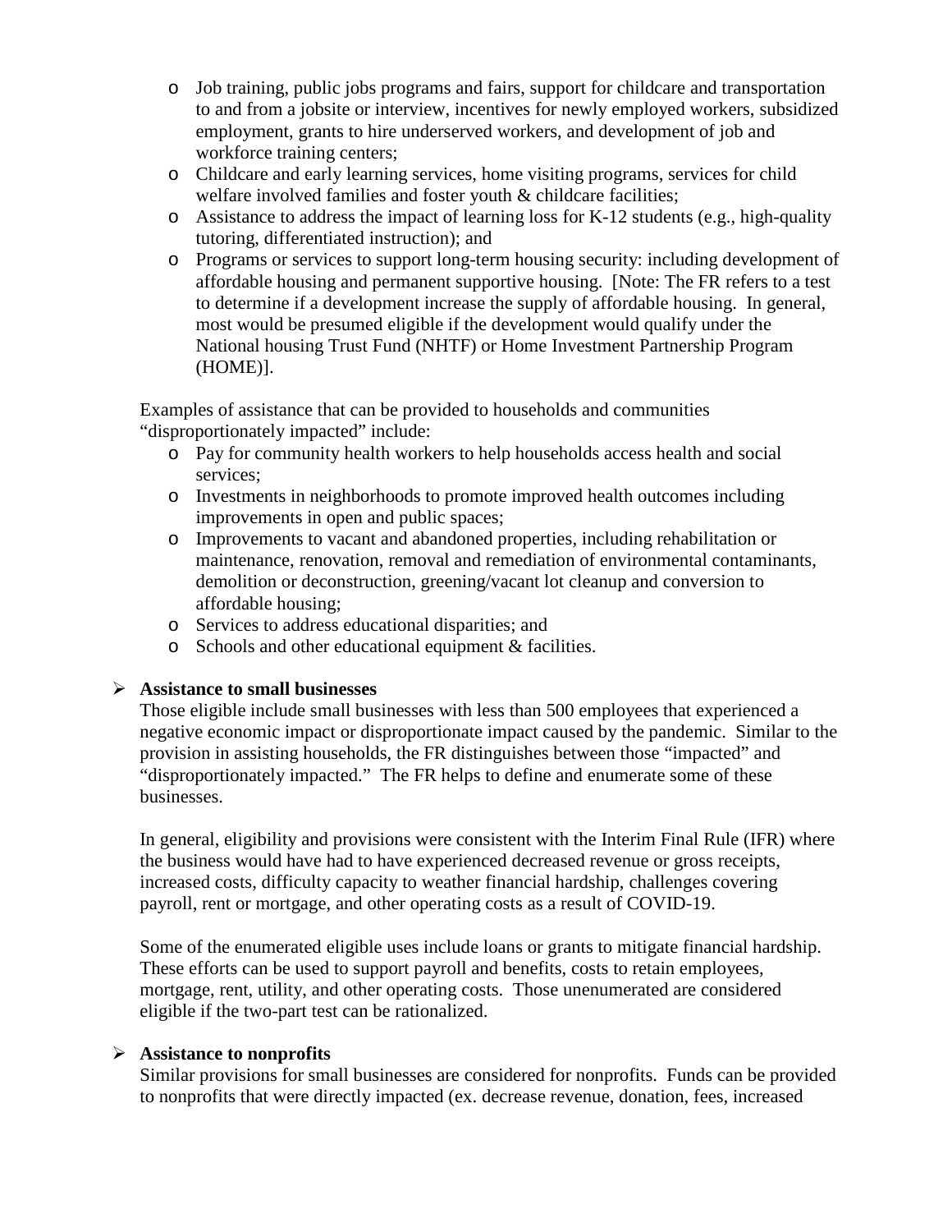- Job training, public jobs programs and fairs, support for childcare and transportation to and from a jobsite or interview, incentives for newly employed workers, subsidized employment, grants to hire underserved workers, and development of job and workforce training centers;
- Childcare and early learning services, home visiting programs, services for child welfare involved families and foster youth & childcare facilities;
- Assistance to address the impact of learning loss for K-12 students (e.g., high-quality tutoring, differentiated instruction); and
- Programs or services to support long-term housing security: including development of affordable housing and permanent supportive housing. [Note: The FR refers to a test to determine if a development increase the supply of affordable housing. In general, most would be presumed eligible if the development would qualify under the National housing Trust Fund (NHTF) or Home Investment Partnership Program (HOME)].

Examples of assistance that can be provided to households and communities "disproportionately impacted" include:

- Pay for community health workers to help households access health and social services;
- Investments in neighborhoods to promote improved health outcomes including improvements in open and public spaces;
- Improvements to vacant and abandoned properties, including rehabilitation or maintenance, renovation, removal and remediation of environmental contaminants, demolition or deconstruction, greening/vacant lot cleanup and conversion to affordable housing;
- Services to address educational disparities; and
- Schools and other educational equipment & facilities.

- **Assistance to small businesses**

  Those eligible include small businesses with less than 500 employees that experienced a negative economic impact or disproportionate impact caused by the pandemic. Similar to the provision in assisting households, the FR distinguishes between those "impacted" and "disproportionately impacted." The FR helps to define and enumerate some of these businesses.

  In general, eligibility and provisions were consistent with the Interim Final Rule (IFR) where the business would have had to have experienced decreased revenue or gross receipts, increased costs, difficulty capacity to weather financial hardship, challenges covering payroll, rent or mortgage, and other operating costs as a result of COVID-19.

  Some of the enumerated eligible uses include loans or grants to mitigate financial hardship. These efforts can be used to support payroll and benefits, costs to retain employees, mortgage, rent, utility, and other operating costs. Those unenumerated are considered eligible if the two-part test can be rationalized.

- **Assistance to nonprofits**

  Similar provisions for small businesses are considered for nonprofits. Funds can be provided to nonprofits that were directly impacted (ex. decrease revenue, donation, fees, increased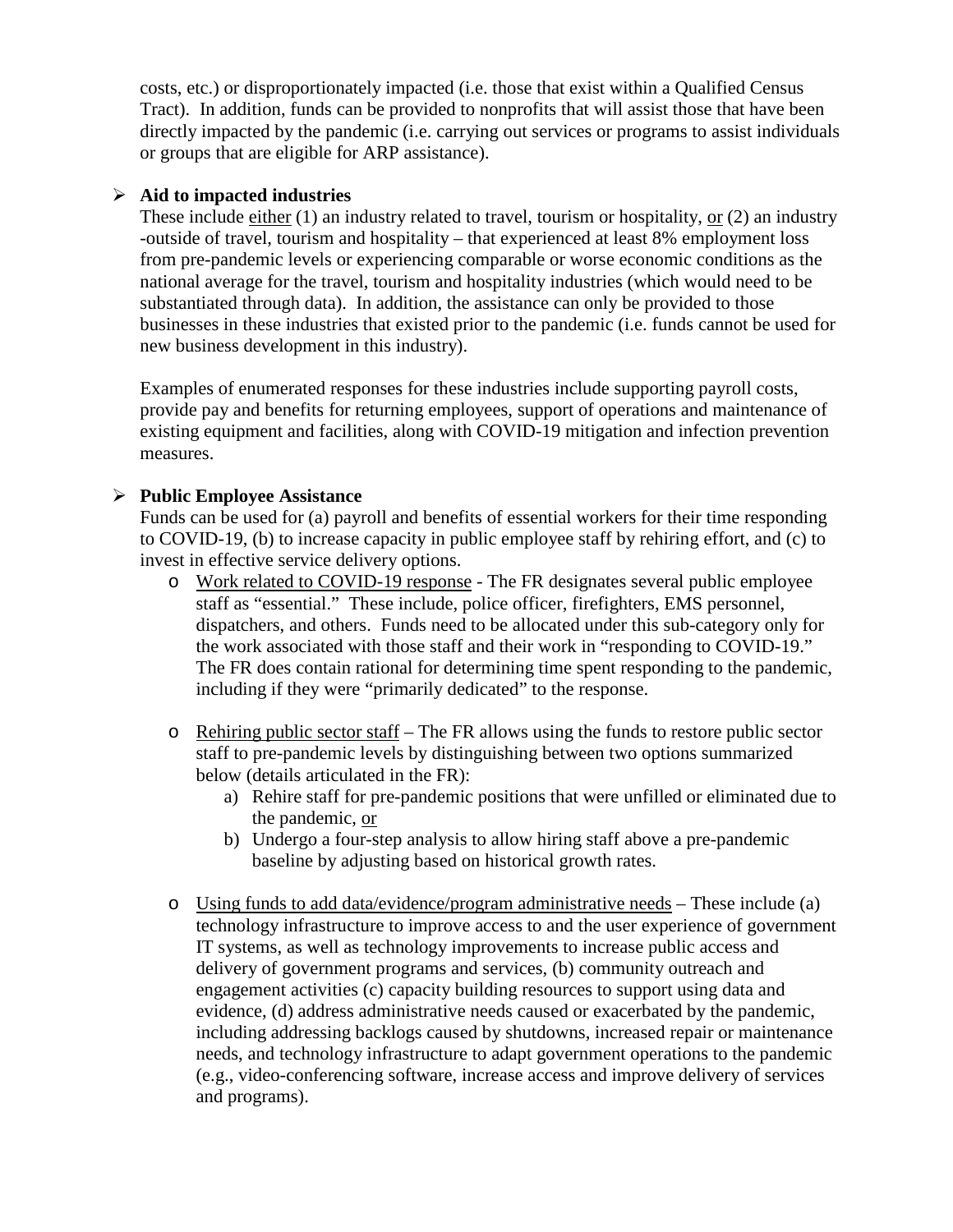costs, etc.) or disproportionately impacted (i.e. those that exist within a Qualified Census Tract). In addition, funds can be provided to nonprofits that will assist those that have been directly impacted by the pandemic (i.e. carrying out services or programs to assist individuals or groups that are eligible for ARP assistance).

- **Aid to impacted industries**

  These include either (1) an industry related to travel, tourism or hospitality, or (2) an industry -outside of travel, tourism and hospitality – that experienced at least 8% employment loss from pre-pandemic levels or experiencing comparable or worse economic conditions as the national average for the travel, tourism and hospitality industries (which would need to be substantiated through data). In addition, the assistance can only be provided to those businesses in these industries that existed prior to the pandemic (i.e. funds cannot be used for new business development in this industry).

  Examples of enumerated responses for these industries include supporting payroll costs, provide pay and benefits for returning employees, support of operations and maintenance of existing equipment and facilities, along with COVID-19 mitigation and infection prevention measures.

- **Public Employee Assistance**

  Funds can be used for (a) payroll and benefits of essential workers for their time responding to COVID-19, (b) to increase capacity in public employee staff by rehiring effort, and (c) to invest in effective service delivery options.

  - Work related to COVID-19 response - The FR designates several public employee staff as "essential." These include, police officer, firefighters, EMS personnel, dispatchers, and others. Funds need to be allocated under this sub-category only for the work associated with those staff and their work in "responding to COVID-19." The FR does contain rational for determining time spent responding to the pandemic, including if they were "primarily dedicated" to the response.

  - Rehiring public sector staff – The FR allows using the funds to restore public sector staff to pre-pandemic levels by distinguishing between two options summarized below (details articulated in the FR):
    a) Rehire staff for pre-pandemic positions that were unfilled or eliminated due to the pandemic, or
    b) Undergo a four-step analysis to allow hiring staff above a pre-pandemic baseline by adjusting based on historical growth rates.

  - Using funds to add data/evidence/program administrative needs – These include (a) technology infrastructure to improve access to and the user experience of government IT systems, as well as technology improvements to increase public access and delivery of government programs and services, (b) community outreach and engagement activities (c) capacity building resources to support using data and evidence, (d) address administrative needs caused or exacerbated by the pandemic, including addressing backlogs caused by shutdowns, increased repair or maintenance needs, and technology infrastructure to adapt government operations to the pandemic (e.g., video-conferencing software, increase access and improve delivery of services and programs).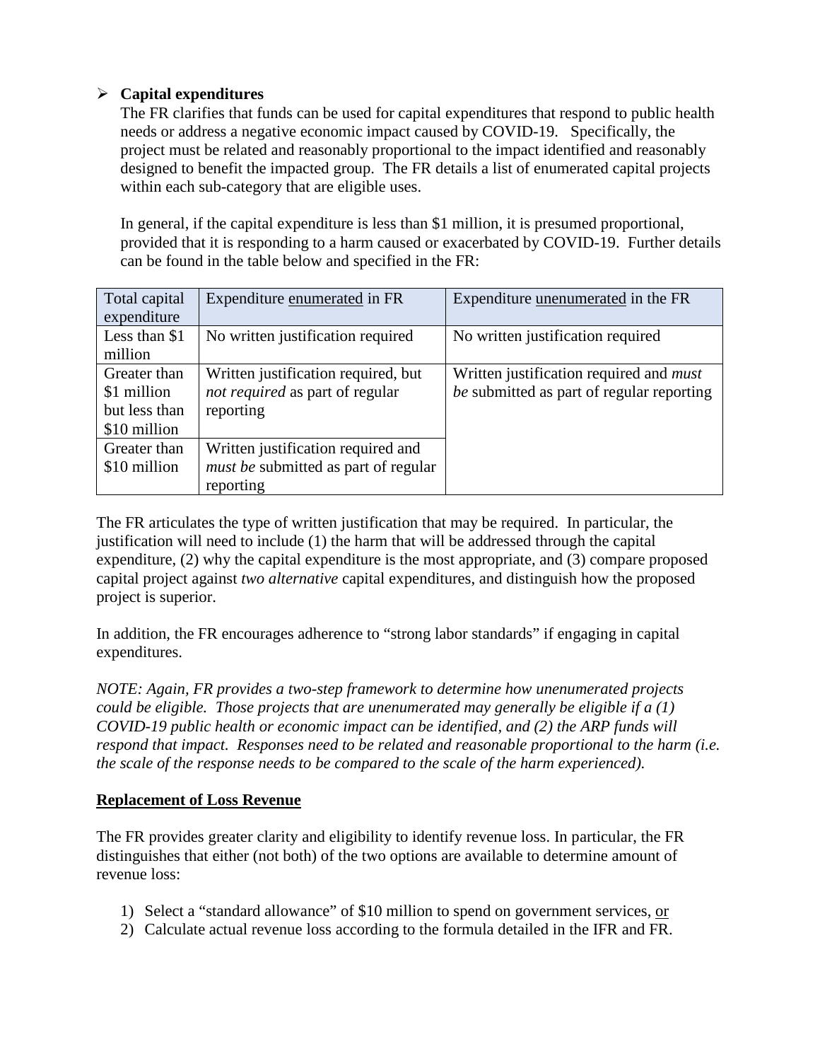- **Capital expenditures**

  The FR clarifies that funds can be used for capital expenditures that respond to public health needs or address a negative economic impact caused by COVID-19. Specifically, the project must be related and reasonably proportional to the impact identified and reasonably designed to benefit the impacted group. The FR details a list of enumerated capital projects within each sub-category that are eligible uses.

  In general, if the capital expenditure is less than $1 million, it is presumed proportional, provided that it is responding to a harm caused or exacerbated by COVID-19. Further details can be found in the table below and specified in the FR:

| Total capital expenditure | Expenditure enumerated in FR | Expenditure unenumerated in the FR |
|---|---|---|
| Less than $1 million | No written justification required | No written justification required |
| Greater than $1 million but less than $10 million | Written justification required, but *not required* as part of regular reporting | Written justification required and *must be* submitted as part of regular reporting |
| Greater than $10 million | Written justification required and *must be* submitted as part of regular reporting | |

The FR articulates the type of written justification that may be required. In particular, the justification will need to include (1) the harm that will be addressed through the capital expenditure, (2) why the capital expenditure is the most appropriate, and (3) compare proposed capital project against *two alternative* capital expenditures, and distinguish how the proposed project is superior.

In addition, the FR encourages adherence to "strong labor standards" if engaging in capital expenditures.

*NOTE: Again, FR provides a two-step framework to determine how unenumerated projects could be eligible. Those projects that are unenumerated may generally be eligible if a (1) COVID-19 public health or economic impact can be identified, and (2) the ARP funds will respond that impact. Responses need to be related and reasonable proportional to the harm (i.e. the scale of the response needs to be compared to the scale of the harm experienced).*

**Replacement of Loss Revenue**

The FR provides greater clarity and eligibility to identify revenue loss. In particular, the FR distinguishes that either (not both) of the two options are available to determine amount of revenue loss:

1) Select a "standard allowance" of $10 million to spend on government services, or
2) Calculate actual revenue loss according to the formula detailed in the IFR and FR.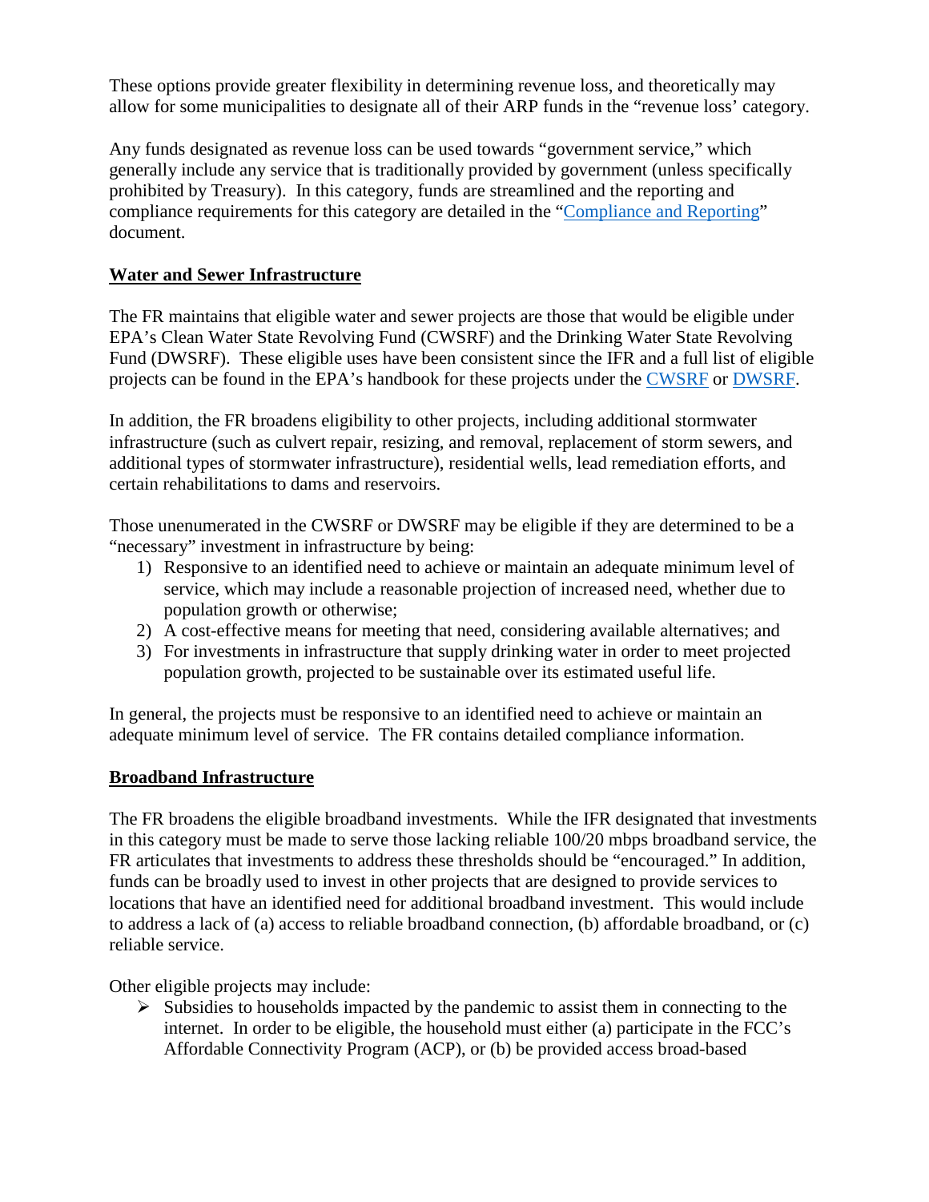These options provide greater flexibility in determining revenue loss, and theoretically may allow for some municipalities to designate all of their ARP funds in the "revenue loss' category.

Any funds designated as revenue loss can be used towards "government service," which generally include any service that is traditionally provided by government (unless specifically prohibited by Treasury). In this category, funds are streamlined and the reporting and compliance requirements for this category are detailed in the "Compliance and Reporting" document.

## Water and Sewer Infrastructure

The FR maintains that eligible water and sewer projects are those that would be eligible under EPA's Clean Water State Revolving Fund (CWSRF) and the Drinking Water State Revolving Fund (DWSRF). These eligible uses have been consistent since the IFR and a full list of eligible projects can be found in the EPA's handbook for these projects under the CWSRF or DWSRF.

In addition, the FR broadens eligibility to other projects, including additional stormwater infrastructure (such as culvert repair, resizing, and removal, replacement of storm sewers, and additional types of stormwater infrastructure), residential wells, lead remediation efforts, and certain rehabilitations to dams and reservoirs.

Those unenumerated in the CWSRF or DWSRF may be eligible if they are determined to be a "necessary" investment in infrastructure by being:

1) Responsive to an identified need to achieve or maintain an adequate minimum level of service, which may include a reasonable projection of increased need, whether due to population growth or otherwise;
2) A cost-effective means for meeting that need, considering available alternatives; and
3) For investments in infrastructure that supply drinking water in order to meet projected population growth, projected to be sustainable over its estimated useful life.

In general, the projects must be responsive to an identified need to achieve or maintain an adequate minimum level of service. The FR contains detailed compliance information.

## Broadband Infrastructure

The FR broadens the eligible broadband investments. While the IFR designated that investments in this category must be made to serve those lacking reliable 100/20 mbps broadband service, the FR articulates that investments to address these thresholds should be "encouraged." In addition, funds can be broadly used to invest in other projects that are designed to provide services to locations that have an identified need for additional broadband investment. This would include to address a lack of (a) access to reliable broadband connection, (b) affordable broadband, or (c) reliable service.

Other eligible projects may include:

- Subsidies to households impacted by the pandemic to assist them in connecting to the internet. In order to be eligible, the household must either (a) participate in the FCC's Affordable Connectivity Program (ACP), or (b) be provided access broad-based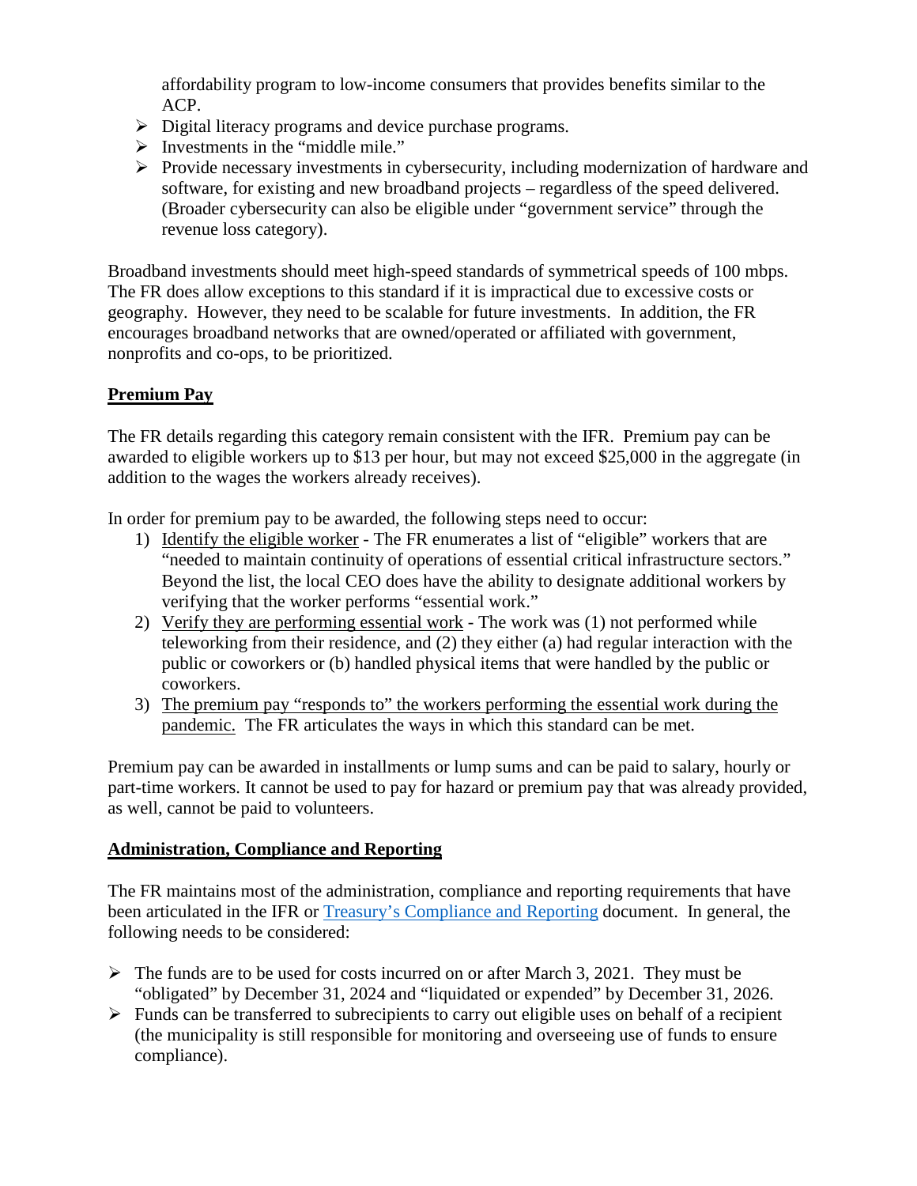affordability program to low-income consumers that provides benefits similar to the ACP.

- Digital literacy programs and device purchase programs.
- Investments in the "middle mile."
- Provide necessary investments in cybersecurity, including modernization of hardware and software, for existing and new broadband projects – regardless of the speed delivered. (Broader cybersecurity can also be eligible under "government service" through the revenue loss category).

Broadband investments should meet high-speed standards of symmetrical speeds of 100 mbps. The FR does allow exceptions to this standard if it is impractical due to excessive costs or geography. However, they need to be scalable for future investments. In addition, the FR encourages broadband networks that are owned/operated or affiliated with government, nonprofits and co-ops, to be prioritized.

**Premium Pay**

The FR details regarding this category remain consistent with the IFR. Premium pay can be awarded to eligible workers up to $13 per hour, but may not exceed $25,000 in the aggregate (in addition to the wages the workers already receives).

In order for premium pay to be awarded, the following steps need to occur:

1) Identify the eligible worker - The FR enumerates a list of "eligible" workers that are "needed to maintain continuity of operations of essential critical infrastructure sectors." Beyond the list, the local CEO does have the ability to designate additional workers by verifying that the worker performs "essential work."
2) Verify they are performing essential work - The work was (1) not performed while teleworking from their residence, and (2) they either (a) had regular interaction with the public or coworkers or (b) handled physical items that were handled by the public or coworkers.
3) The premium pay "responds to" the workers performing the essential work during the pandemic. The FR articulates the ways in which this standard can be met.

Premium pay can be awarded in installments or lump sums and can be paid to salary, hourly or part-time workers. It cannot be used to pay for hazard or premium pay that was already provided, as well, cannot be paid to volunteers.

**Administration, Compliance and Reporting**

The FR maintains most of the administration, compliance and reporting requirements that have been articulated in the IFR or Treasury's Compliance and Reporting document. In general, the following needs to be considered:

- The funds are to be used for costs incurred on or after March 3, 2021. They must be "obligated" by December 31, 2024 and "liquidated or expended" by December 31, 2026.
- Funds can be transferred to subrecipients to carry out eligible uses on behalf of a recipient (the municipality is still responsible for monitoring and overseeing use of funds to ensure compliance).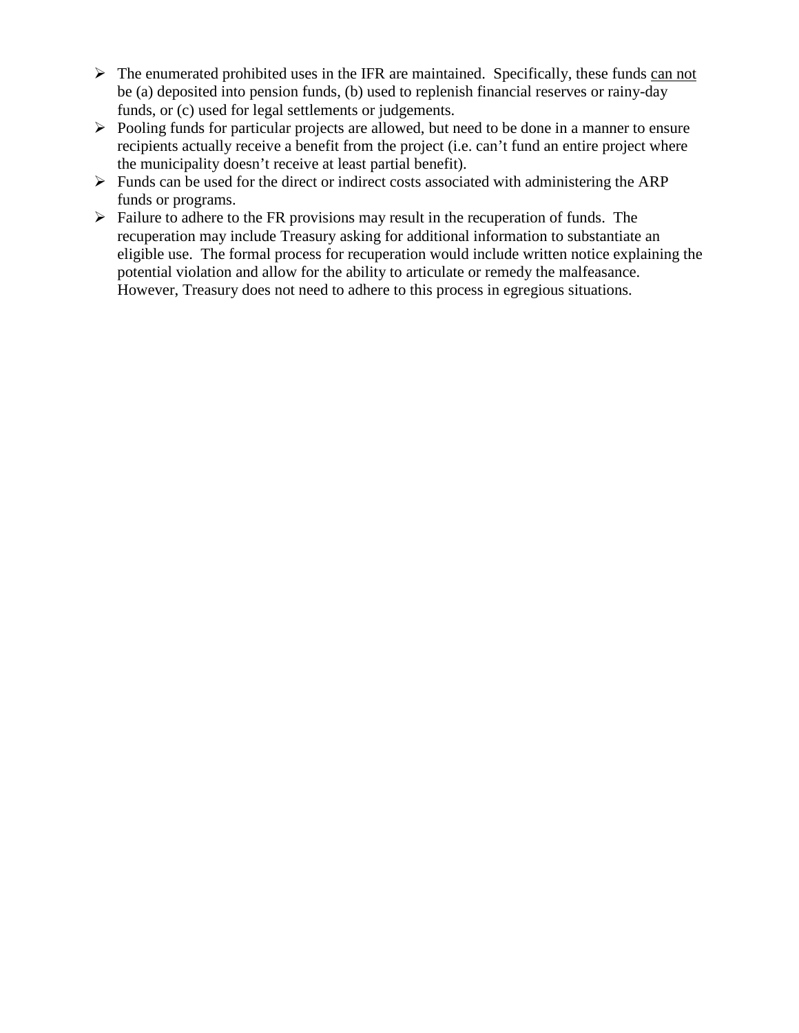- The enumerated prohibited uses in the IFR are maintained. Specifically, these funds can not be (a) deposited into pension funds, (b) used to replenish financial reserves or rainy-day funds, or (c) used for legal settlements or judgements.
- Pooling funds for particular projects are allowed, but need to be done in a manner to ensure recipients actually receive a benefit from the project (i.e. can't fund an entire project where the municipality doesn't receive at least partial benefit).
- Funds can be used for the direct or indirect costs associated with administering the ARP funds or programs.
- Failure to adhere to the FR provisions may result in the recuperation of funds. The recuperation may include Treasury asking for additional information to substantiate an eligible use. The formal process for recuperation would include written notice explaining the potential violation and allow for the ability to articulate or remedy the malfeasance. However, Treasury does not need to adhere to this process in egregious situations.